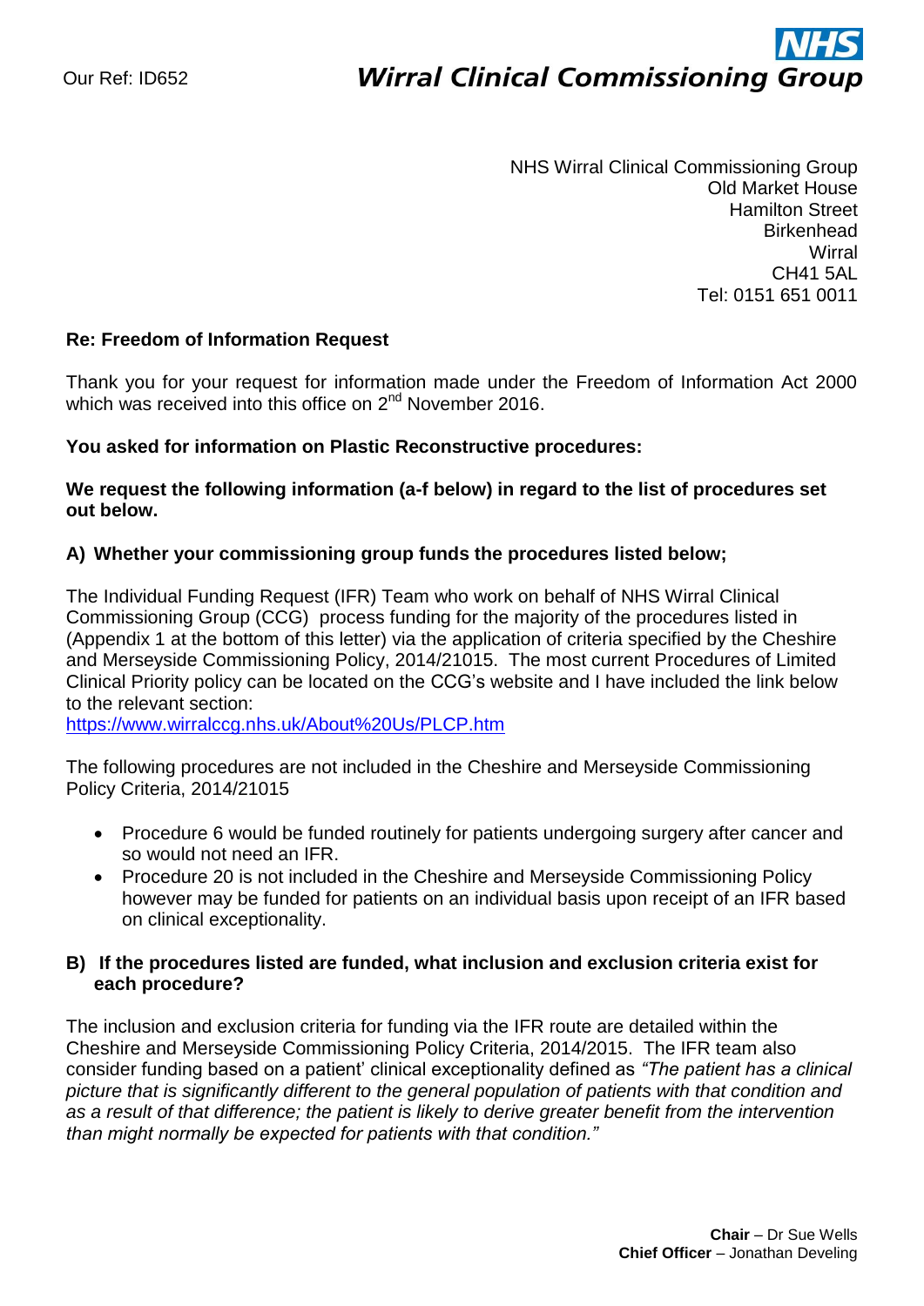Our Ref: ID652

**NHS**
***Wirral Clinical Commissioning Group***

NHS Wirral Clinical Commissioning Group
Old Market House
Hamilton Street
Birkenhead
Wirral
CH41 5AL
Tel: 0151 651 0011

**Re: Freedom of Information Request**

Thank you for your request for information made under the Freedom of Information Act 2000 which was received into this office on 2nd November 2016.

**You asked for information on Plastic Reconstructive procedures:**

**We request the following information (a-f below) in regard to the list of procedures set out below.**

**A) Whether your commissioning group funds the procedures listed below;**

The Individual Funding Request (IFR) Team who work on behalf of NHS Wirral Clinical Commissioning Group (CCG) process funding for the majority of the procedures listed in (Appendix 1 at the bottom of this letter) via the application of criteria specified by the Cheshire and Merseyside Commissioning Policy, 2014/21015. The most current Procedures of Limited Clinical Priority policy can be located on the CCG's website and I have included the link below to the relevant section:
https://www.wirralccg.nhs.uk/About%20Us/PLCP.htm

The following procedures are not included in the Cheshire and Merseyside Commissioning Policy Criteria, 2014/21015

- Procedure 6 would be funded routinely for patients undergoing surgery after cancer and so would not need an IFR.
- Procedure 20 is not included in the Cheshire and Merseyside Commissioning Policy however may be funded for patients on an individual basis upon receipt of an IFR based on clinical exceptionality.

**B) If the procedures listed are funded, what inclusion and exclusion criteria exist for each procedure?**

The inclusion and exclusion criteria for funding via the IFR route are detailed within the Cheshire and Merseyside Commissioning Policy Criteria, 2014/2015. The IFR team also consider funding based on a patient' clinical exceptionality defined as *"The patient has a clinical picture that is significantly different to the general population of patients with that condition and as a result of that difference; the patient is likely to derive greater benefit from the intervention than might normally be expected for patients with that condition."*

**Chair** – Dr Sue Wells
**Chief Officer** – Jonathan Develing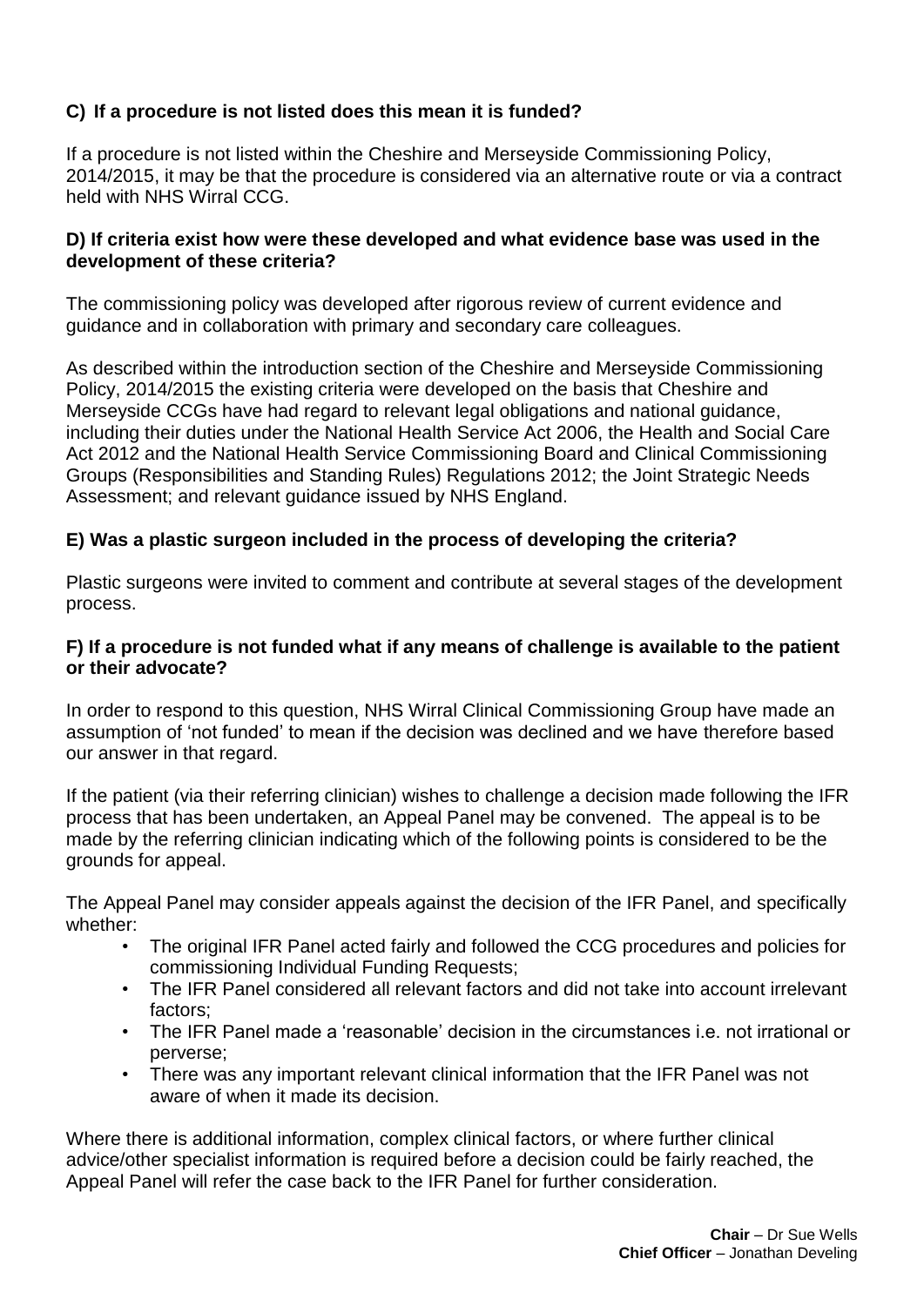**C) If a procedure is not listed does this mean it is funded?**

If a procedure is not listed within the Cheshire and Merseyside Commissioning Policy, 2014/2015, it may be that the procedure is considered via an alternative route or via a contract held with NHS Wirral CCG.

**D) If criteria exist how were these developed and what evidence base was used in the development of these criteria?**

The commissioning policy was developed after rigorous review of current evidence and guidance and in collaboration with primary and secondary care colleagues.

As described within the introduction section of the Cheshire and Merseyside Commissioning Policy, 2014/2015 the existing criteria were developed on the basis that Cheshire and Merseyside CCGs have had regard to relevant legal obligations and national guidance, including their duties under the National Health Service Act 2006, the Health and Social Care Act 2012 and the National Health Service Commissioning Board and Clinical Commissioning Groups (Responsibilities and Standing Rules) Regulations 2012; the Joint Strategic Needs Assessment; and relevant guidance issued by NHS England.

**E) Was a plastic surgeon included in the process of developing the criteria?**

Plastic surgeons were invited to comment and contribute at several stages of the development process.

**F) If a procedure is not funded what if any means of challenge is available to the patient or their advocate?**

In order to respond to this question, NHS Wirral Clinical Commissioning Group have made an assumption of 'not funded' to mean if the decision was declined and we have therefore based our answer in that regard.

If the patient (via their referring clinician) wishes to challenge a decision made following the IFR process that has been undertaken, an Appeal Panel may be convened. The appeal is to be made by the referring clinician indicating which of the following points is considered to be the grounds for appeal.

The Appeal Panel may consider appeals against the decision of the IFR Panel, and specifically whether:

- The original IFR Panel acted fairly and followed the CCG procedures and policies for commissioning Individual Funding Requests;
- The IFR Panel considered all relevant factors and did not take into account irrelevant factors;
- The IFR Panel made a 'reasonable' decision in the circumstances i.e. not irrational or perverse;
- There was any important relevant clinical information that the IFR Panel was not aware of when it made its decision.

Where there is additional information, complex clinical factors, or where further clinical advice/other specialist information is required before a decision could be fairly reached, the Appeal Panel will refer the case back to the IFR Panel for further consideration.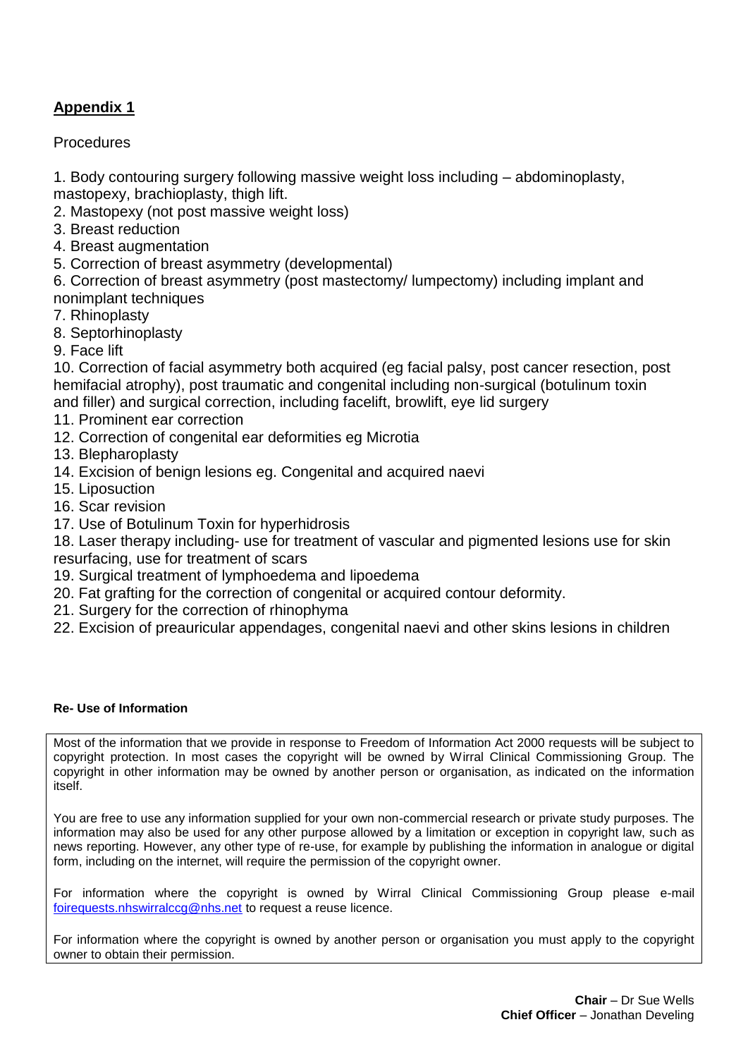## Appendix 1

Procedures

1. Body contouring surgery following massive weight loss including – abdominoplasty, mastopexy, brachioplasty, thigh lift.
2. Mastopexy (not post massive weight loss)
3. Breast reduction
4. Breast augmentation
5. Correction of breast asymmetry (developmental)
6. Correction of breast asymmetry (post mastectomy/ lumpectomy) including implant and nonimplant techniques
7. Rhinoplasty
8. Septorhinoplasty
9. Face lift
10. Correction of facial asymmetry both acquired (eg facial palsy, post cancer resection, post hemifacial atrophy), post traumatic and congenital including non-surgical (botulinum toxin and filler) and surgical correction, including facelift, browlift, eye lid surgery
11. Prominent ear correction
12. Correction of congenital ear deformities eg Microtia
13. Blepharoplasty
14. Excision of benign lesions eg. Congenital and acquired naevi
15. Liposuction
16. Scar revision
17. Use of Botulinum Toxin for hyperhidrosis
18. Laser therapy including- use for treatment of vascular and pigmented lesions use for skin resurfacing, use for treatment of scars
19. Surgical treatment of lymphoedema and lipoedema
20. Fat grafting for the correction of congenital or acquired contour deformity.
21. Surgery for the correction of rhinophyma
22. Excision of preauricular appendages, congenital naevi and other skins lesions in children

**Re- Use of Information**

Most of the information that we provide in response to Freedom of Information Act 2000 requests will be subject to copyright protection. In most cases the copyright will be owned by Wirral Clinical Commissioning Group. The copyright in other information may be owned by another person or organisation, as indicated on the information itself.

You are free to use any information supplied for your own non-commercial research or private study purposes. The information may also be used for any other purpose allowed by a limitation or exception in copyright law, such as news reporting. However, any other type of re-use, for example by publishing the information in analogue or digital form, including on the internet, will require the permission of the copyright owner.

For information where the copyright is owned by Wirral Clinical Commissioning Group please e-mail foirequests.nhswirralccg@nhs.net to request a reuse licence.

For information where the copyright is owned by another person or organisation you must apply to the copyright owner to obtain their permission.

**Chair** – Dr Sue Wells
**Chief Officer** – Jonathan Develing